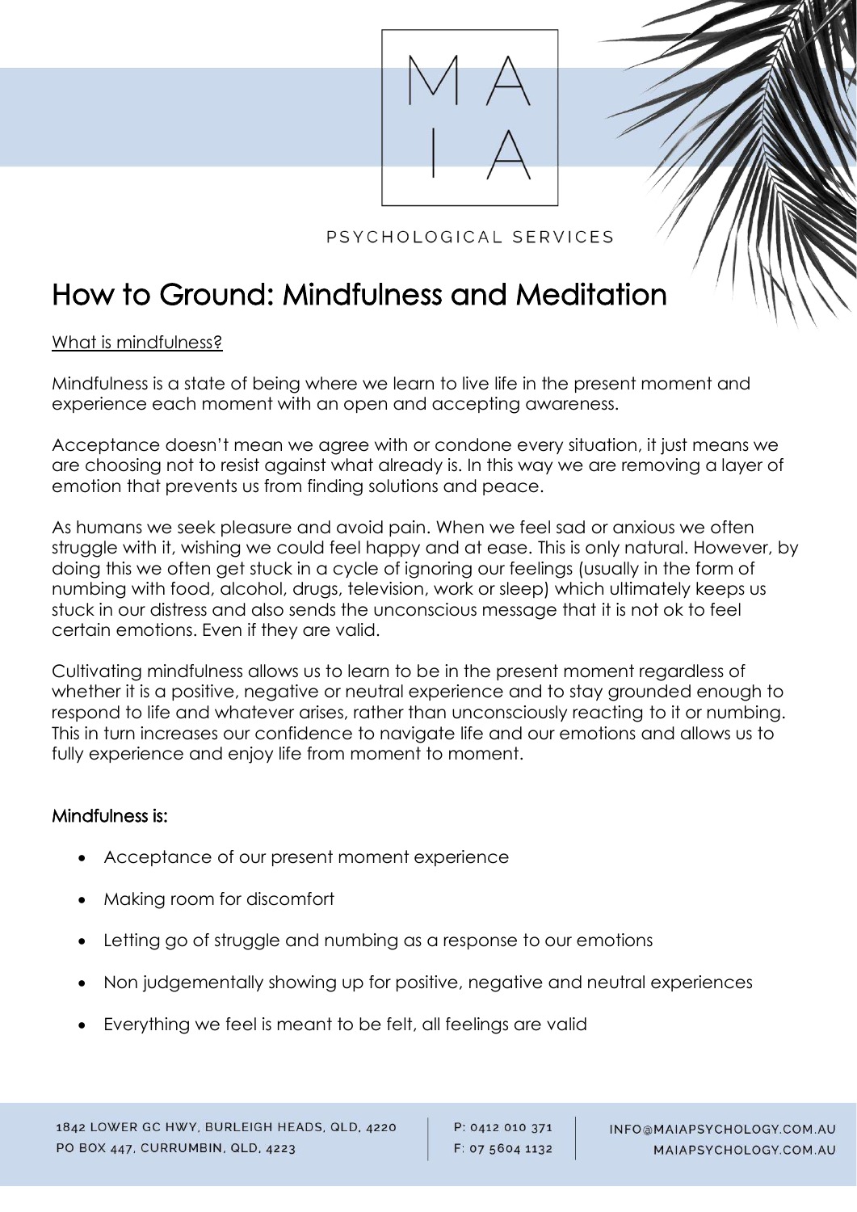MAIA

PSYCHOLOGICAL SERVICES

# How to Ground: Mindfulness and Meditation

What is mindfulness?

Mindfulness is a state of being where we learn to live life in the present moment and experience each moment with an open and accepting awareness.

Acceptance doesn't mean we agree with or condone every situation, it just means we are choosing not to resist against what already is. In this way we are removing a layer of emotion that prevents us from finding solutions and peace.

As humans we seek pleasure and avoid pain. When we feel sad or anxious we often struggle with it, wishing we could feel happy and at ease. This is only natural. However, by doing this we often get stuck in a cycle of ignoring our feelings (usually in the form of numbing with food, alcohol, drugs, television, work or sleep) which ultimately keeps us stuck in our distress and also sends the unconscious message that it is not ok to feel certain emotions. Even if they are valid.

Cultivating mindfulness allows us to learn to be in the present moment regardless of whether it is a positive, negative or neutral experience and to stay grounded enough to respond to life and whatever arises, rather than unconsciously reacting to it or numbing. This in turn increases our confidence to navigate life and our emotions and allows us to fully experience and enjoy life from moment to moment.

### Mindfulness is:

- Acceptance of our present moment experience
- Making room for discomfort
- Letting go of struggle and numbing as a response to our emotions
- Non judgementally showing up for positive, negative and neutral experiences
- Everything we feel is meant to be felt, all feelings are valid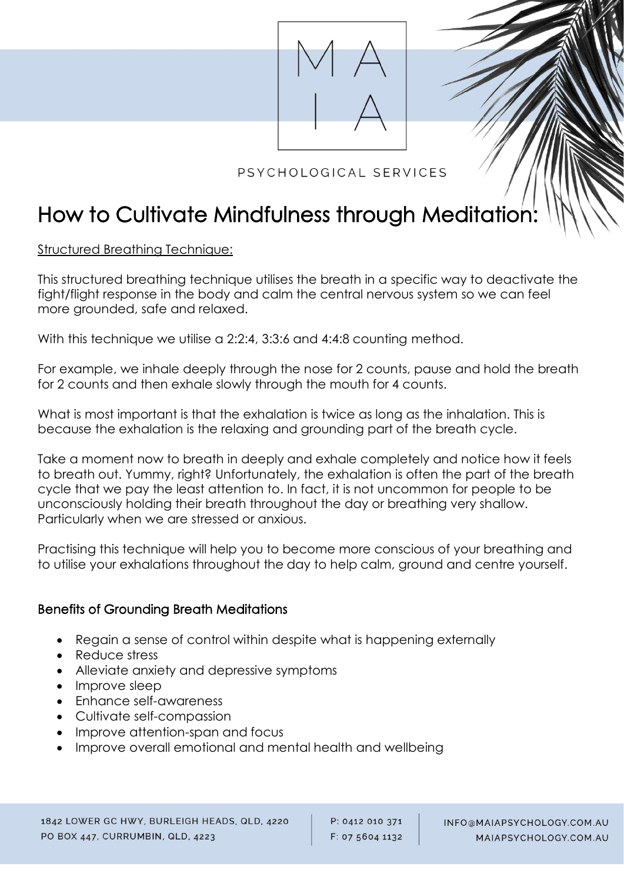# How to Cultivate Mindfulness through Meditation:

Structured Breathing Technique:

This structured breathing technique utilises the breath in a specific way to deactivate the fight/flight response in the body and calm the central nervous system so we can feel more grounded, safe and relaxed.

With this technique we utilise a 2:2:4, 3:3:6 and 4:4:8 counting method.

For example, we inhale deeply through the nose for 2 counts, pause and hold the breath for 2 counts and then exhale slowly through the mouth for 4 counts.

What is most important is that the exhalation is twice as long as the inhalation. This is because the exhalation is the relaxing and grounding part of the breath cycle.

Take a moment now to breath in deeply and exhale completely and notice how it feels to breath out. Yummy, right? Unfortunately, the exhalation is often the part of the breath cycle that we pay the least attention to. In fact, it is not uncommon for people to be unconsciously holding their breath throughout the day or breathing very shallow. Particularly when we are stressed or anxious.

Practising this technique will help you to become more conscious of your breathing and to utilise your exhalations throughout the day to help calm, ground and centre yourself.

## Benefits of Grounding Breath Meditations

- Regain a sense of control within despite what is happening externally
- Reduce stress
- Alleviate anxiety and depressive symptoms
- Improve sleep
- Enhance self-awareness
- Cultivate self-compassion
- Improve attention-span and focus
- Improve overall emotional and mental health and wellbeing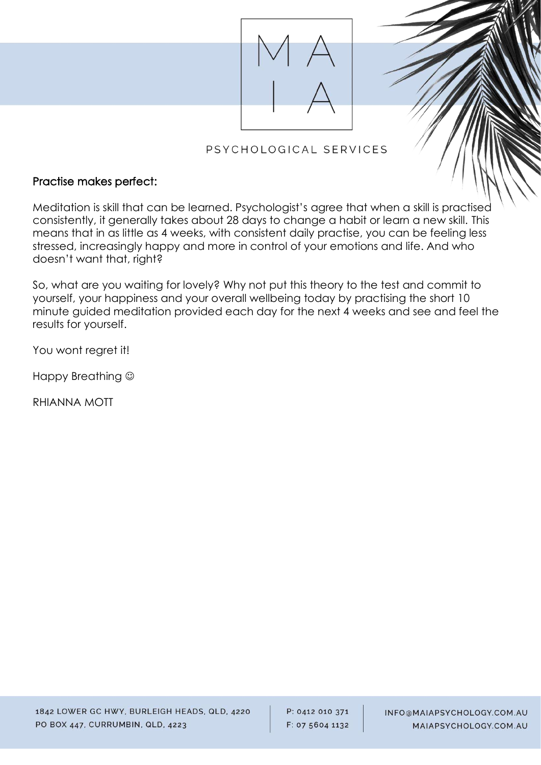### Practise makes perfect:

Meditation is skill that can be learned. Psychologist's agree that when a skill is practised consistently, it generally takes about 28 days to change a habit or learn a new skill. This means that in as little as 4 weeks, with consistent daily practise, you can be feeling less stressed, increasingly happy and more in control of your emotions and life. And who doesn't want that, right?

So, what are you waiting for lovely? Why not put this theory to the test and commit to yourself, your happiness and your overall wellbeing today by practising the short 10 minute guided meditation provided each day for the next 4 weeks and see and feel the results for yourself.

You wont regret it!

Happy Breathing ☺

RHIANNA MOTT